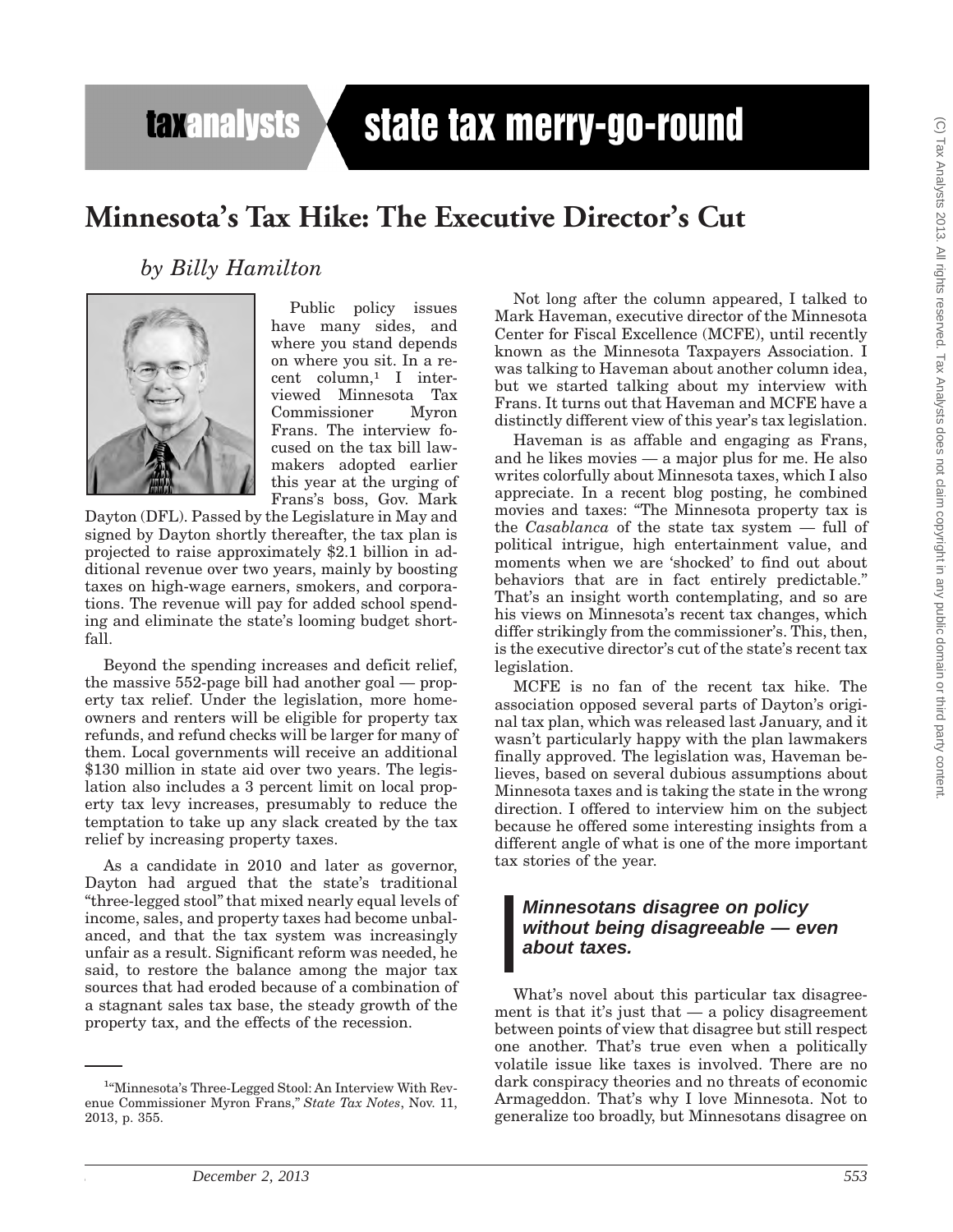# Minnesota's Tax Hike: The Executive Director's Cut

*by Billy Hamilton*

Public policy issues have many sides, and where you stand depends on where you sit. In a recent column,[1] I interviewed Minnesota Tax Commissioner Myron Frans. The interview focused on the tax bill lawmakers adopted earlier this year at the urging of Frans's boss, Gov. Mark Dayton (DFL). Passed by the Legislature in May and signed by Dayton shortly thereafter, the tax plan is projected to raise approximately $2.1 billion in additional revenue over two years, mainly by boosting taxes on high-wage earners, smokers, and corporations. The revenue will pay for added school spending and eliminate the state's looming budget shortfall.

Beyond the spending increases and deficit relief, the massive 552-page bill had another goal — property tax relief. Under the legislation, more homeowners and renters will be eligible for property tax refunds, and refund checks will be larger for many of them. Local governments will receive an additional $130 million in state aid over two years. The legislation also includes a 3 percent limit on local property tax levy increases, presumably to reduce the temptation to take up any slack created by the tax relief by increasing property taxes.

As a candidate in 2010 and later as governor, Dayton had argued that the state's traditional "three-legged stool" that mixed nearly equal levels of income, sales, and property taxes had become unbalanced, and that the tax system was increasingly unfair as a result. Significant reform was needed, he said, to restore the balance among the major tax sources that had eroded because of a combination of a stagnant sales tax base, the steady growth of the property tax, and the effects of the recession.

Not long after the column appeared, I talked to Mark Haveman, executive director of the Minnesota Center for Fiscal Excellence (MCFE), until recently known as the Minnesota Taxpayers Association. I was talking to Haveman about another column idea, but we started talking about my interview with Frans. It turns out that Haveman and MCFE have a distinctly different view of this year's tax legislation.

Haveman is as affable and engaging as Frans, and he likes movies — a major plus for me. He also writes colorfully about Minnesota taxes, which I also appreciate. In a recent blog posting, he combined movies and taxes: "The Minnesota property tax is the *Casablanca* of the state tax system — full of political intrigue, high entertainment value, and moments when we are 'shocked' to find out about behaviors that are in fact entirely predictable." That's an insight worth contemplating, and so are his views on Minnesota's recent tax changes, which differ strikingly from the commissioner's. This, then, is the executive director's cut of the state's recent tax legislation.

MCFE is no fan of the recent tax hike. The association opposed several parts of Dayton's original tax plan, which was released last January, and it wasn't particularly happy with the plan lawmakers finally approved. The legislation was, Haveman believes, based on several dubious assumptions about Minnesota taxes and is taking the state in the wrong direction. I offered to interview him on the subject because he offered some interesting insights from a different angle of what is one of the more important tax stories of the year.

> ***Minnesotans disagree on policy without being disagreeable — even about taxes.***

What's novel about this particular tax disagreement is that it's just that — a policy disagreement between points of view that disagree but still respect one another. That's true even when a politically volatile issue like taxes is involved. There are no dark conspiracy theories and no threats of economic Armageddon. That's why I love Minnesota. Not to generalize too broadly, but Minnesotans disagree on

---

[1] "Minnesota's Three-Legged Stool: An Interview With Revenue Commissioner Myron Frans," *State Tax Notes*, Nov. 11, 2013, p. 355.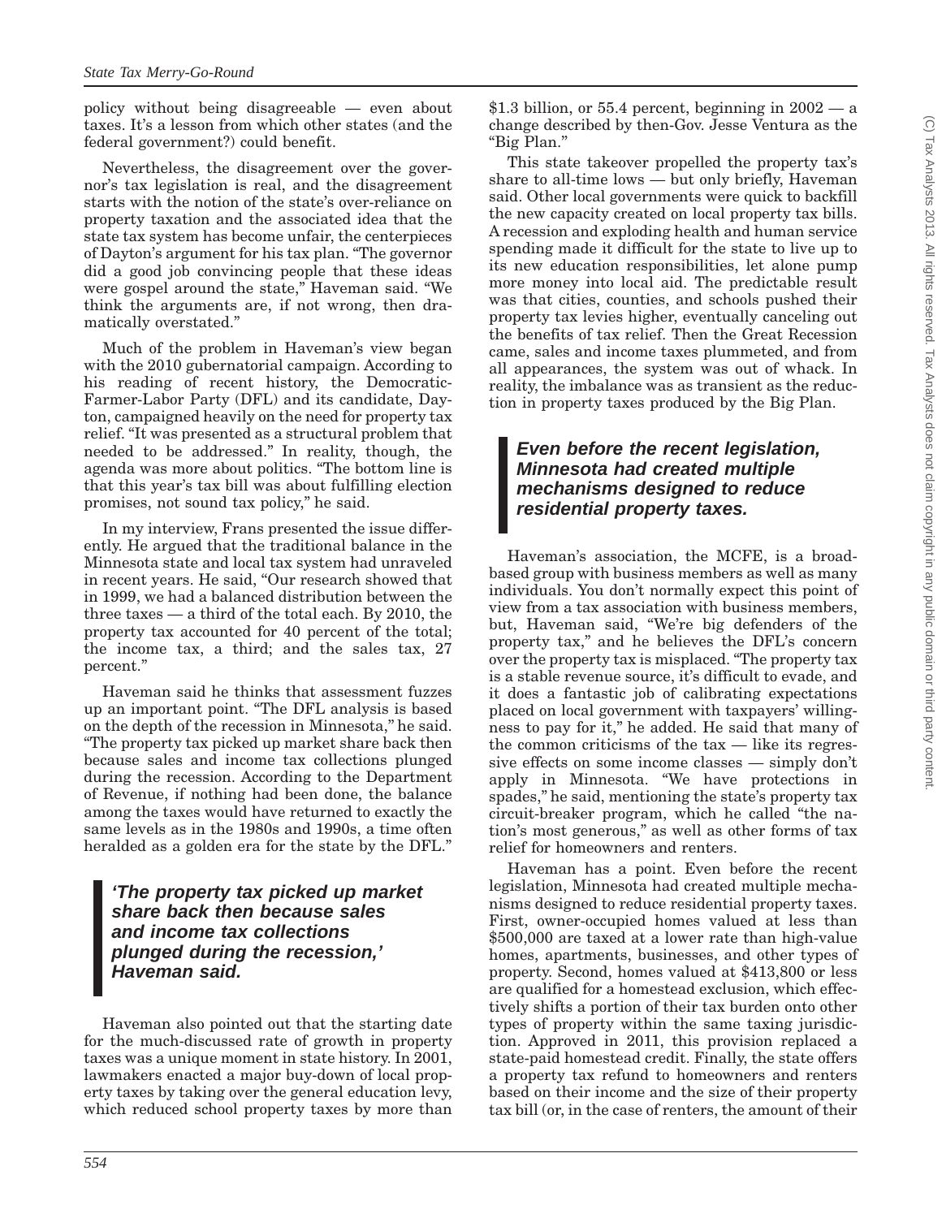policy without being disagreeable — even about taxes. It's a lesson from which other states (and the federal government?) could benefit.

Nevertheless, the disagreement over the governor's tax legislation is real, and the disagreement starts with the notion of the state's over-reliance on property taxation and the associated idea that the state tax system has become unfair, the centerpieces of Dayton's argument for his tax plan. "The governor did a good job convincing people that these ideas were gospel around the state," Haveman said. "We think the arguments are, if not wrong, then dramatically overstated."

Much of the problem in Haveman's view began with the 2010 gubernatorial campaign. According to his reading of recent history, the Democratic-Farmer-Labor Party (DFL) and its candidate, Dayton, campaigned heavily on the need for property tax relief. "It was presented as a structural problem that needed to be addressed." In reality, though, the agenda was more about politics. "The bottom line is that this year's tax bill was about fulfilling election promises, not sound tax policy," he said.

In my interview, Frans presented the issue differently. He argued that the traditional balance in the Minnesota state and local tax system had unraveled in recent years. He said, "Our research showed that in 1999, we had a balanced distribution between the three taxes — a third of the total each. By 2010, the property tax accounted for 40 percent of the total; the income tax, a third; and the sales tax, 27 percent."

Haveman said he thinks that assessment fuzzes up an important point. "The DFL analysis is based on the depth of the recession in Minnesota," he said. "The property tax picked up market share back then because sales and income tax collections plunged during the recession. According to the Department of Revenue, if nothing had been done, the balance among the taxes would have returned to exactly the same levels as in the 1980s and 1990s, a time often heralded as a golden era for the state by the DFL."

> ***'The property tax picked up market share back then because sales and income tax collections plunged during the recession,' Haveman said.***

Haveman also pointed out that the starting date for the much-discussed rate of growth in property taxes was a unique moment in state history. In 2001, lawmakers enacted a major buy-down of local property taxes by taking over the general education levy, which reduced school property taxes by more than $1.3 billion, or 55.4 percent, beginning in 2002 — a change described by then-Gov. Jesse Ventura as the "Big Plan."

This state takeover propelled the property tax's share to all-time lows — but only briefly, Haveman said. Other local governments were quick to backfill the new capacity created on local property tax bills. A recession and exploding health and human service spending made it difficult for the state to live up to its new education responsibilities, let alone pump more money into local aid. The predictable result was that cities, counties, and schools pushed their property tax levies higher, eventually canceling out the benefits of tax relief. Then the Great Recession came, sales and income taxes plummeted, and from all appearances, the system was out of whack. In reality, the imbalance was as transient as the reduction in property taxes produced by the Big Plan.

> ***Even before the recent legislation, Minnesota had created multiple mechanisms designed to reduce residential property taxes.***

Haveman's association, the MCFE, is a broad-based group with business members as well as many individuals. You don't normally expect this point of view from a tax association with business members, but, Haveman said, "We're big defenders of the property tax," and he believes the DFL's concern over the property tax is misplaced. "The property tax is a stable revenue source, it's difficult to evade, and it does a fantastic job of calibrating expectations placed on local government with taxpayers' willingness to pay for it," he added. He said that many of the common criticisms of the tax — like its regressive effects on some income classes — simply don't apply in Minnesota. "We have protections in spades," he said, mentioning the state's property tax circuit-breaker program, which he called "the nation's most generous," as well as other forms of tax relief for homeowners and renters.

Haveman has a point. Even before the recent legislation, Minnesota had created multiple mechanisms designed to reduce residential property taxes. First, owner-occupied homes valued at less than $500,000 are taxed at a lower rate than high-value homes, apartments, businesses, and other types of property. Second, homes valued at $413,800 or less are qualified for a homestead exclusion, which effectively shifts a portion of their tax burden onto other types of property within the same taxing jurisdiction. Approved in 2011, this provision replaced a state-paid homestead credit. Finally, the state offers a property tax refund to homeowners and renters based on their income and the size of their property tax bill (or, in the case of renters, the amount of their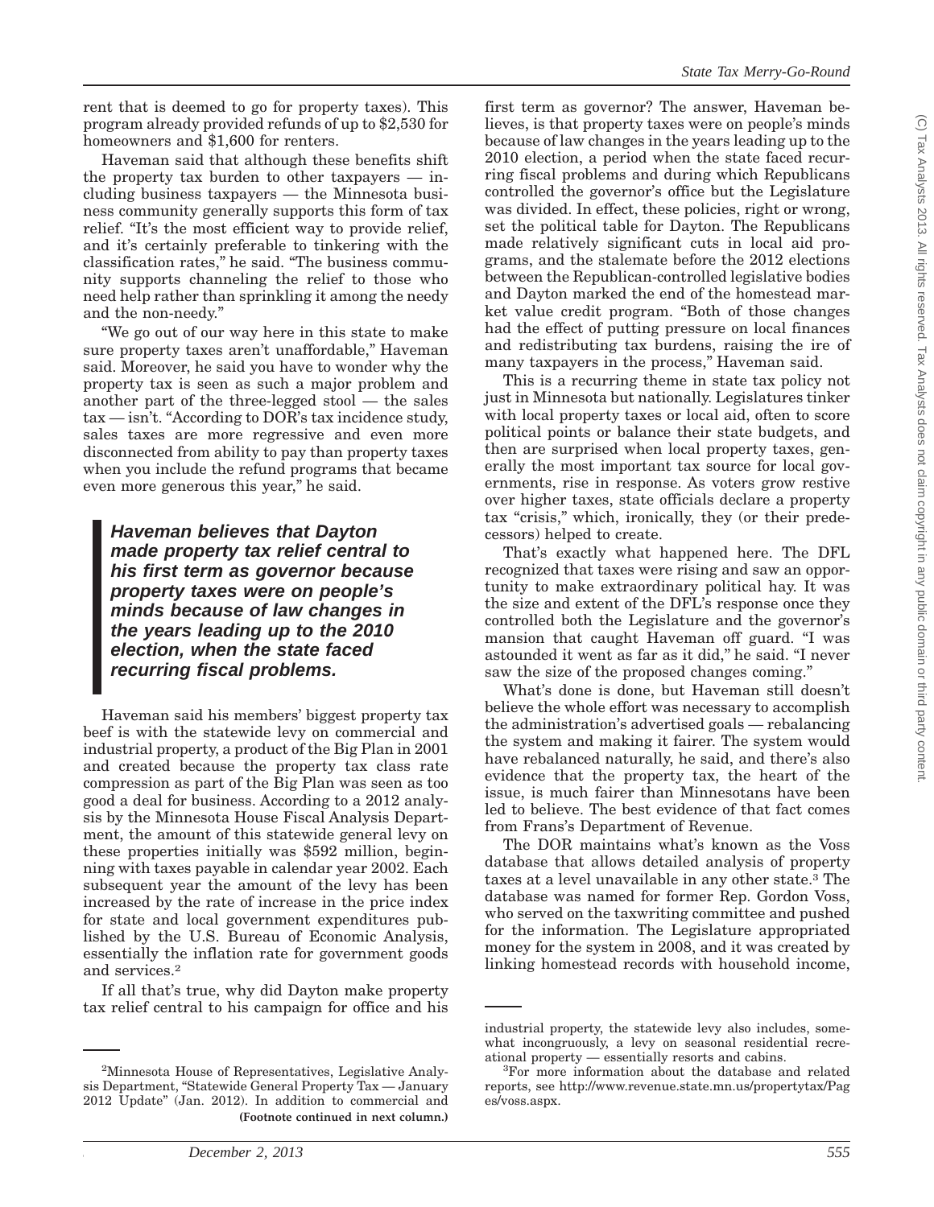rent that is deemed to go for property taxes). This program already provided refunds of up to $2,530 for homeowners and $1,600 for renters.

Haveman said that although these benefits shift the property tax burden to other taxpayers — including business taxpayers — the Minnesota business community generally supports this form of tax relief. "It's the most efficient way to provide relief, and it's certainly preferable to tinkering with the classification rates," he said. "The business community supports channeling the relief to those who need help rather than sprinkling it among the needy and the non-needy."

"We go out of our way here in this state to make sure property taxes aren't unaffordable," Haveman said. Moreover, he said you have to wonder why the property tax is seen as such a major problem and another part of the three-legged stool — the sales tax — isn't. "According to DOR's tax incidence study, sales taxes are more regressive and even more disconnected from ability to pay than property taxes when you include the refund programs that became even more generous this year," he said.

> ***Haveman believes that Dayton made property tax relief central to his first term as governor because property taxes were on people's minds because of law changes in the years leading up to the 2010 election, when the state faced recurring fiscal problems.***

Haveman said his members' biggest property tax beef is with the statewide levy on commercial and industrial property, a product of the Big Plan in 2001 and created because the property tax class rate compression as part of the Big Plan was seen as too good a deal for business. According to a 2012 analysis by the Minnesota House Fiscal Analysis Department, the amount of this statewide general levy on these properties initially was $592 million, beginning with taxes payable in calendar year 2002. Each subsequent year the amount of the levy has been increased by the rate of increase in the price index for state and local government expenditures published by the U.S. Bureau of Economic Analysis, essentially the inflation rate for government goods and services.[2]

If all that's true, why did Dayton make property tax relief central to his campaign for office and his first term as governor? The answer, Haveman believes, is that property taxes were on people's minds because of law changes in the years leading up to the 2010 election, a period when the state faced recurring fiscal problems and during which Republicans controlled the governor's office but the Legislature was divided. In effect, these policies, right or wrong, set the political table for Dayton. The Republicans made relatively significant cuts in local aid programs, and the stalemate before the 2012 elections between the Republican-controlled legislative bodies and Dayton marked the end of the homestead market value credit program. "Both of those changes had the effect of putting pressure on local finances and redistributing tax burdens, raising the ire of many taxpayers in the process," Haveman said.

This is a recurring theme in state tax policy not just in Minnesota but nationally. Legislatures tinker with local property taxes or local aid, often to score political points or balance their state budgets, and then are surprised when local property taxes, generally the most important tax source for local governments, rise in response. As voters grow restive over higher taxes, state officials declare a property tax "crisis," which, ironically, they (or their predecessors) helped to create.

That's exactly what happened here. The DFL recognized that taxes were rising and saw an opportunity to make extraordinary political hay. It was the size and extent of the DFL's response once they controlled both the Legislature and the governor's mansion that caught Haveman off guard. "I was astounded it went as far as it did," he said. "I never saw the size of the proposed changes coming."

What's done is done, but Haveman still doesn't believe the whole effort was necessary to accomplish the administration's advertised goals — rebalancing the system and making it fairer. The system would have rebalanced naturally, he said, and there's also evidence that the property tax, the heart of the issue, is much fairer than Minnesotans have been led to believe. The best evidence of that fact comes from Frans's Department of Revenue.

The DOR maintains what's known as the Voss database that allows detailed analysis of property taxes at a level unavailable in any other state.[3] The database was named for former Rep. Gordon Voss, who served on the taxwriting committee and pushed for the information. The Legislature appropriated money for the system in 2008, and it was created by linking homestead records with household income,

---

[2] Minnesota House of Representatives, Legislative Analysis Department, "Statewide General Property Tax — January 2012 Update" (Jan. 2012). In addition to commercial and industrial property, the statewide levy also includes, somewhat incongruously, a levy on seasonal residential recreational property — essentially resorts and cabins.

[3] For more information about the database and related reports, see http://www.revenue.state.mn.us/propertytax/Pages/voss.aspx.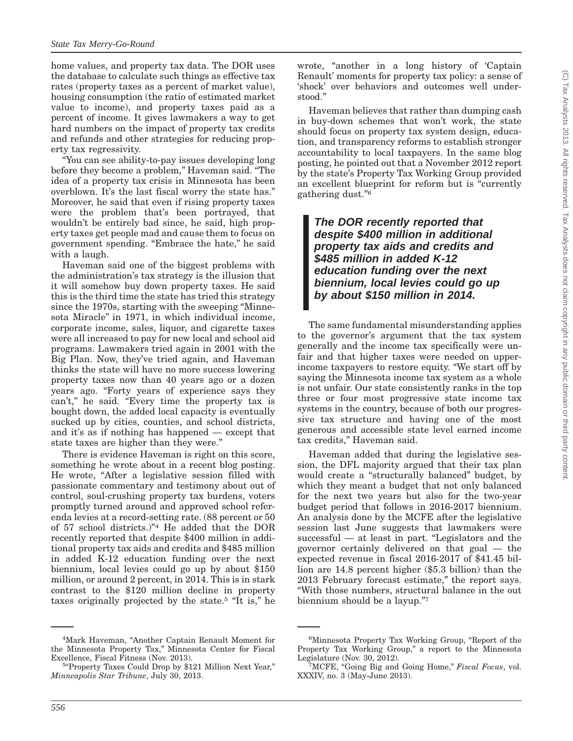home values, and property tax data. The DOR uses the database to calculate such things as effective tax rates (property taxes as a percent of market value), housing consumption (the ratio of estimated market value to income), and property taxes paid as a percent of income. It gives lawmakers a way to get hard numbers on the impact of property tax credits and refunds and other strategies for reducing property tax regressivity.

"You can see ability-to-pay issues developing long before they become a problem," Haveman said. "The idea of a property tax crisis in Minnesota has been overblown. It's the last fiscal worry the state has." Moreover, he said that even if rising property taxes were the problem that's been portrayed, that wouldn't be entirely bad since, he said, high property taxes get people mad and cause them to focus on government spending. "Embrace the hate," he said with a laugh.

Haveman said one of the biggest problems with the administration's tax strategy is the illusion that it will somehow buy down property taxes. He said this is the third time the state has tried this strategy since the 1970s, starting with the sweeping "Minnesota Miracle" in 1971, in which individual income, corporate income, sales, liquor, and cigarette taxes were all increased to pay for new local and school aid programs. Lawmakers tried again in 2001 with the Big Plan. Now, they've tried again, and Haveman thinks the state will have no more success lowering property taxes now than 40 years ago or a dozen years ago. "Forty years of experience says they can't," he said. "Every time the property tax is bought down, the added local capacity is eventually sucked up by cities, counties, and school districts, and it's as if nothing has happened — except that state taxes are higher than they were."

There is evidence Haveman is right on this score, something he wrote about in a recent blog posting. He wrote, "After a legislative session filled with passionate commentary and testimony about out of control, soul-crushing property tax burdens, voters promptly turned around and approved school referenda levies at a record-setting rate. (88 percent or 50 of 57 school districts.)"[4] He added that the DOR recently reported that despite $400 million in additional property tax aids and credits and $485 million in added K-12 education funding over the next biennium, local levies could go up by about $150 million, or around 2 percent, in 2014. This is in stark contrast to the $120 million decline in property taxes originally projected by the state.[5] "It is," he wrote, "another in a long history of 'Captain Renault' moments for property tax policy: a sense of 'shock' over behaviors and outcomes well understood."

Haveman believes that rather than dumping cash in buy-down schemes that won't work, the state should focus on property tax system design, education, and transparency reforms to establish stronger accountability to local taxpayers. In the same blog posting, he pointed out that a November 2012 report by the state's Property Tax Working Group provided an excellent blueprint for reform but is "currently gathering dust."[6]

> ***The DOR recently reported that despite $400 million in additional property tax aids and credits and $485 million in added K-12 education funding over the next biennium, local levies could go up by about $150 million in 2014.***

The same fundamental misunderstanding applies to the governor's argument that the tax system generally and the income tax specifically were unfair and that higher taxes were needed on upper-income taxpayers to restore equity. "We start off by saying the Minnesota income tax system as a whole is not unfair. Our state consistently ranks in the top three or four most progressive state income tax systems in the country, because of both our progressive tax structure and having one of the most generous and accessible state level earned income tax credits," Haveman said.

Haveman added that during the legislative session, the DFL majority argued that their tax plan would create a "structurally balanced" budget, by which they meant a budget that not only balanced for the next two years but also for the two-year budget period that follows in 2016-2017 biennium. An analysis done by the MCFE after the legislative session last June suggests that lawmakers were successful — at least in part. "Legislators and the governor certainly delivered on that goal — the expected revenue in fiscal 2016-2017 of $41.45 billion are 14.8 percent higher ($5.3 billion) than the 2013 February forecast estimate," the report says. "With those numbers, structural balance in the out biennium should be a layup."[7]

---

[4]Mark Haveman, "Another Captain Renault Moment for the Minnesota Property Tax," Minnesota Center for Fiscal Excellence, Fiscal Fitness (Nov. 2013).

[5]"Property Taxes Could Drop by $121 Million Next Year," *Minneapolis Star Tribune*, July 30, 2013.

[6]Minnesota Property Tax Working Group, "Report of the Property Tax Working Group," a report to the Minnesota Legislature (Nov. 30, 2012).

[7]MCFE, "Going Big and Going Home," *Fiscal Focus*, vol. XXXIV, no. 3 (May-June 2013).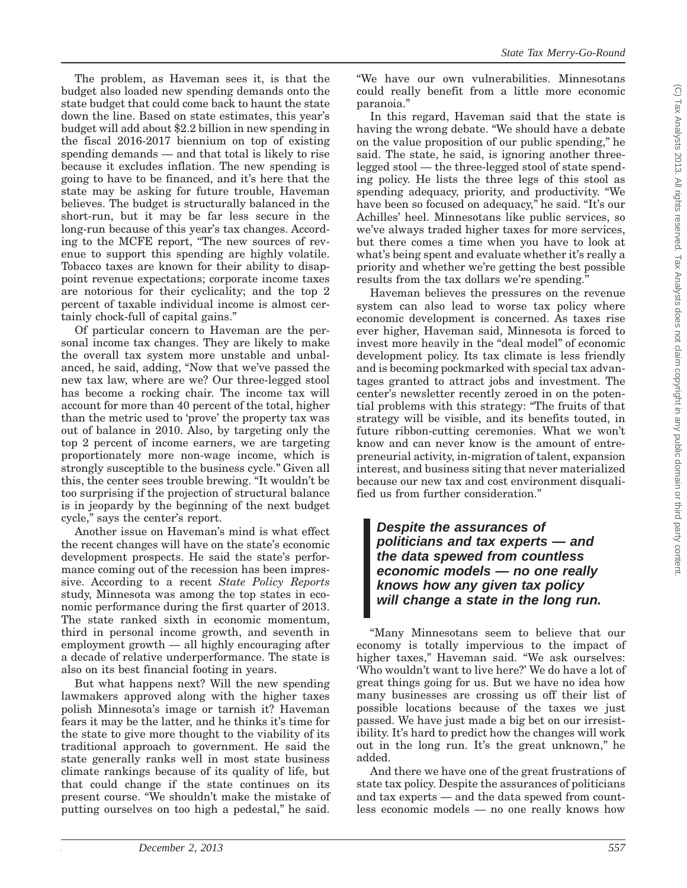The problem, as Haveman sees it, is that the budget also loaded new spending demands onto the state budget that could come back to haunt the state down the line. Based on state estimates, this year's budget will add about $2.2 billion in new spending in the fiscal 2016-2017 biennium on top of existing spending demands — and that total is likely to rise because it excludes inflation. The new spending is going to have to be financed, and it's here that the state may be asking for future trouble, Haveman believes. The budget is structurally balanced in the short-run, but it may be far less secure in the long-run because of this year's tax changes. According to the MCFE report, "The new sources of revenue to support this spending are highly volatile. Tobacco taxes are known for their ability to disappoint revenue expectations; corporate income taxes are notorious for their cyclicality; and the top 2 percent of taxable individual income is almost certainly chock-full of capital gains."

Of particular concern to Haveman are the personal income tax changes. They are likely to make the overall tax system more unstable and unbalanced, he said, adding, "Now that we've passed the new tax law, where are we? Our three-legged stool has become a rocking chair. The income tax will account for more than 40 percent of the total, higher than the metric used to 'prove' the property tax was out of balance in 2010. Also, by targeting only the top 2 percent of income earners, we are targeting proportionately more non-wage income, which is strongly susceptible to the business cycle." Given all this, the center sees trouble brewing. "It wouldn't be too surprising if the projection of structural balance is in jeopardy by the beginning of the next budget cycle," says the center's report.

Another issue on Haveman's mind is what effect the recent changes will have on the state's economic development prospects. He said the state's performance coming out of the recession has been impressive. According to a recent *State Policy Reports* study, Minnesota was among the top states in economic performance during the first quarter of 2013. The state ranked sixth in economic momentum, third in personal income growth, and seventh in employment growth — all highly encouraging after a decade of relative underperformance. The state is also on its best financial footing in years.

But what happens next? Will the new spending lawmakers approved along with the higher taxes polish Minnesota's image or tarnish it? Haveman fears it may be the latter, and he thinks it's time for the state to give more thought to the viability of its traditional approach to government. He said the state generally ranks well in most state business climate rankings because of its quality of life, but that could change if the state continues on its present course. "We shouldn't make the mistake of putting ourselves on too high a pedestal," he said. "We have our own vulnerabilities. Minnesotans could really benefit from a little more economic paranoia."

In this regard, Haveman said that the state is having the wrong debate. "We should have a debate on the value proposition of our public spending," he said. The state, he said, is ignoring another three-legged stool — the three-legged stool of state spending policy. He lists the three legs of this stool as spending adequacy, priority, and productivity. "We have been so focused on adequacy," he said. "It's our Achilles' heel. Minnesotans like public services, so we've always traded higher taxes for more services, but there comes a time when you have to look at what's being spent and evaluate whether it's really a priority and whether we're getting the best possible results from the tax dollars we're spending."

Haveman believes the pressures on the revenue system can also lead to worse tax policy where economic development is concerned. As taxes rise ever higher, Haveman said, Minnesota is forced to invest more heavily in the "deal model" of economic development policy. Its tax climate is less friendly and is becoming pockmarked with special tax advantages granted to attract jobs and investment. The center's newsletter recently zeroed in on the potential problems with this strategy: "The fruits of that strategy will be visible, and its benefits touted, in future ribbon-cutting ceremonies. What we won't know and can never know is the amount of entrepreneurial activity, in-migration of talent, expansion interest, and business siting that never materialized because our new tax and cost environment disqualified us from further consideration."

> ***Despite the assurances of politicians and tax experts — and the data spewed from countless economic models — no one really knows how any given tax policy will change a state in the long run.***

"Many Minnesotans seem to believe that our economy is totally impervious to the impact of higher taxes," Haveman said. "We ask ourselves: 'Who wouldn't want to live here?' We do have a lot of great things going for us. But we have no idea how many businesses are crossing us off their list of possible locations because of the taxes we just passed. We have just made a big bet on our irresistibility. It's hard to predict how the changes will work out in the long run. It's the great unknown," he added.

And there we have one of the great frustrations of state tax policy. Despite the assurances of politicians and tax experts — and the data spewed from countless economic models — no one really knows how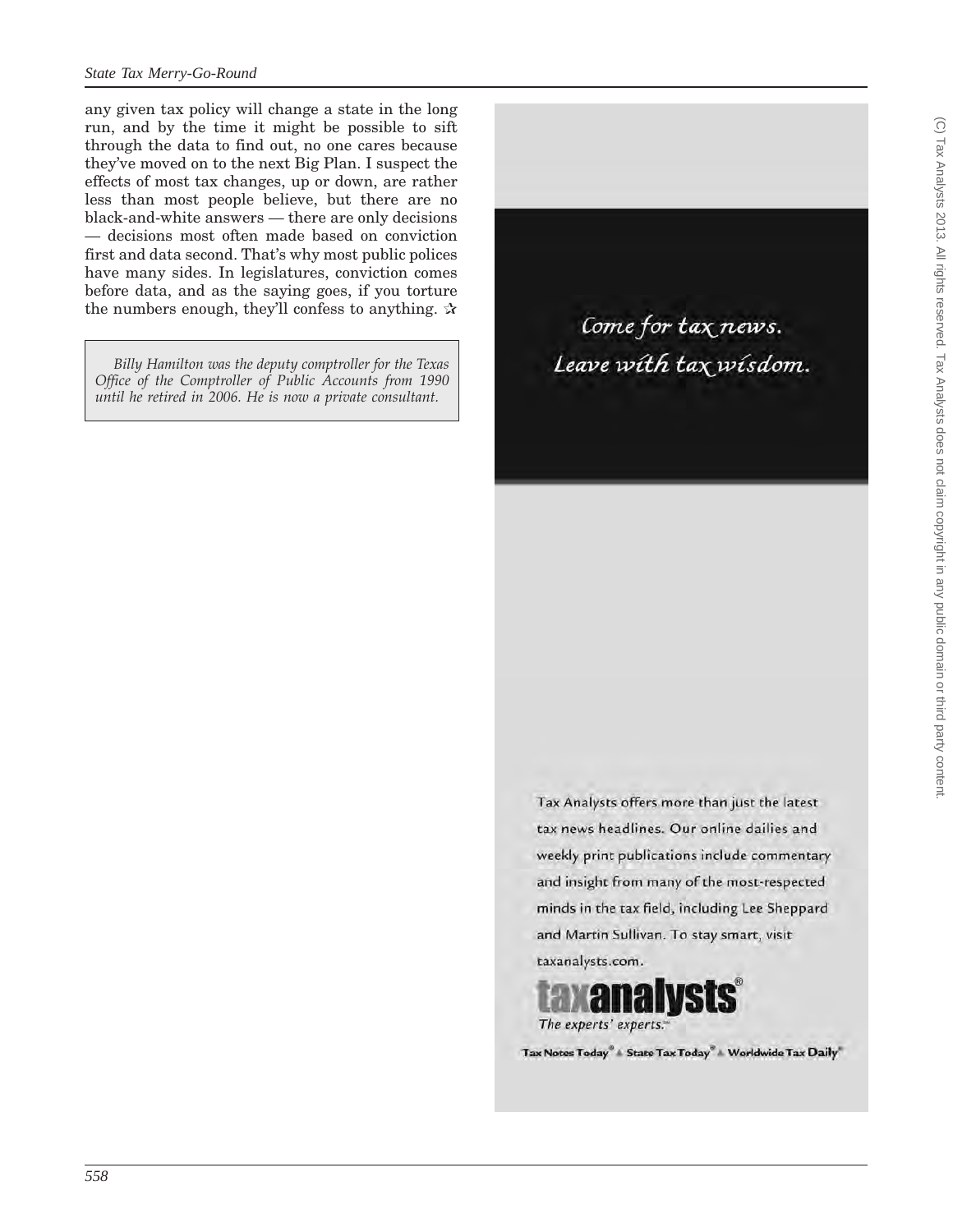any given tax policy will change a state in the long run, and by the time it might be possible to sift through the data to find out, no one cares because they've moved on to the next Big Plan. I suspect the effects of most tax changes, up or down, are rather less than most people believe, but there are no black-and-white answers — there are only decisions — decisions most often made based on conviction first and data second. That's why most public polices have many sides. In legislatures, conviction comes before data, and as the saying goes, if you torture the numbers enough, they'll confess to anything. ✰

*Billy Hamilton was the deputy comptroller for the Texas Office of the Comptroller of Public Accounts from 1990 until he retired in 2006. He is now a private consultant.*

Come for tax news.
Leave with tax wisdom.

Tax Analysts offers more than just the latest tax news headlines. Our online dailies and weekly print publications include commentary and insight from many of the most-respected minds in the tax field, including Lee Sheppard and Martin Sullivan. To stay smart, visit taxanalysts.com.

taxanalysts®
*The experts' experts.*™

Tax Notes Today® ▲ State Tax Today® ▲ Worldwide Tax Daily®

(C) Tax Analysts 2013. All rights reserved. Tax Analysts does not claim copyright in any public domain or third party content.